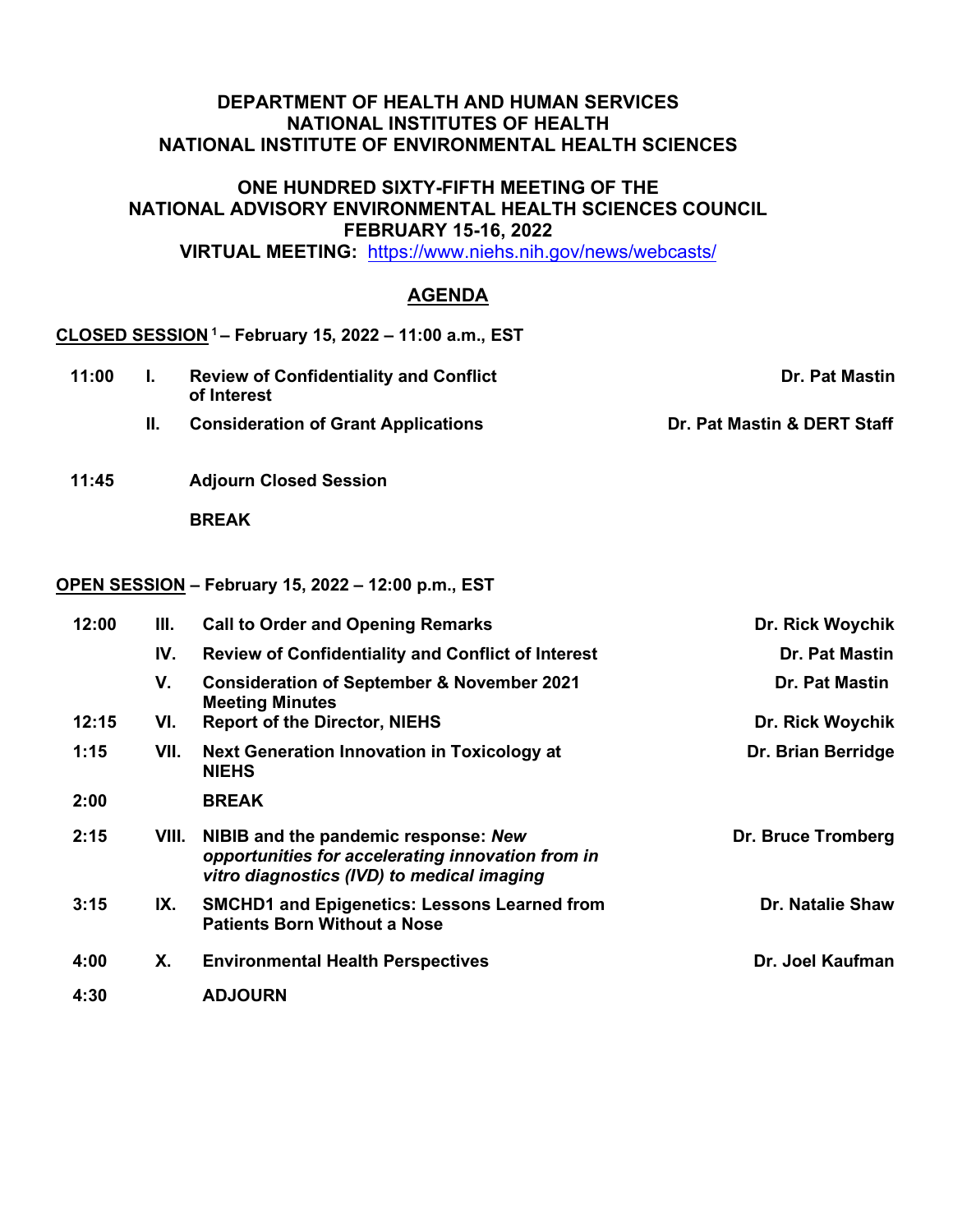**DEPARTMENT OF HEALTH AND HUMAN SERVICES**
**NATIONAL INSTITUTES OF HEALTH**
**NATIONAL INSTITUTE OF ENVIRONMENTAL HEALTH SCIENCES**

**ONE HUNDRED SIXTY-FIFTH MEETING OF THE**
**NATIONAL ADVISORY ENVIRONMENTAL HEALTH SCIENCES COUNCIL**
**FEBRUARY 15-16, 2022**
**VIRTUAL MEETING:** https://www.niehs.nih.gov/news/webcasts/

# AGENDA

**CLOSED SESSION [1] – February 15, 2022 – 11:00 a.m., EST**

| Time | No. | Item | Presenter |
|---|---|---|---|
| 11:00 | I. | Review of Confidentiality and Conflict of Interest | Dr. Pat Mastin |
| | II. | Consideration of Grant Applications | Dr. Pat Mastin & DERT Staff |
| 11:45 | | Adjourn Closed Session | |
| | | BREAK | |

**OPEN SESSION – February 15, 2022 – 12:00 p.m., EST**

| Time | No. | Item | Presenter |
|---|---|---|---|
| 12:00 | III. | Call to Order and Opening Remarks | Dr. Rick Woychik |
| | IV. | Review of Confidentiality and Conflict of Interest | Dr. Pat Mastin |
| | V. | Consideration of September & November 2021 Meeting Minutes | Dr. Pat Mastin |
| 12:15 | VI. | Report of the Director, NIEHS | Dr. Rick Woychik |
| 1:15 | VII. | Next Generation Innovation in Toxicology at NIEHS | Dr. Brian Berridge |
| 2:00 | | BREAK | |
| 2:15 | VIII. | NIBIB and the pandemic response: *New opportunities for accelerating innovation from in vitro diagnostics (IVD) to medical imaging* | Dr. Bruce Tromberg |
| 3:15 | IX. | SMCHD1 and Epigenetics: Lessons Learned from Patients Born Without a Nose | Dr. Natalie Shaw |
| 4:00 | X. | Environmental Health Perspectives | Dr. Joel Kaufman |
| 4:30 | | ADJOURN | |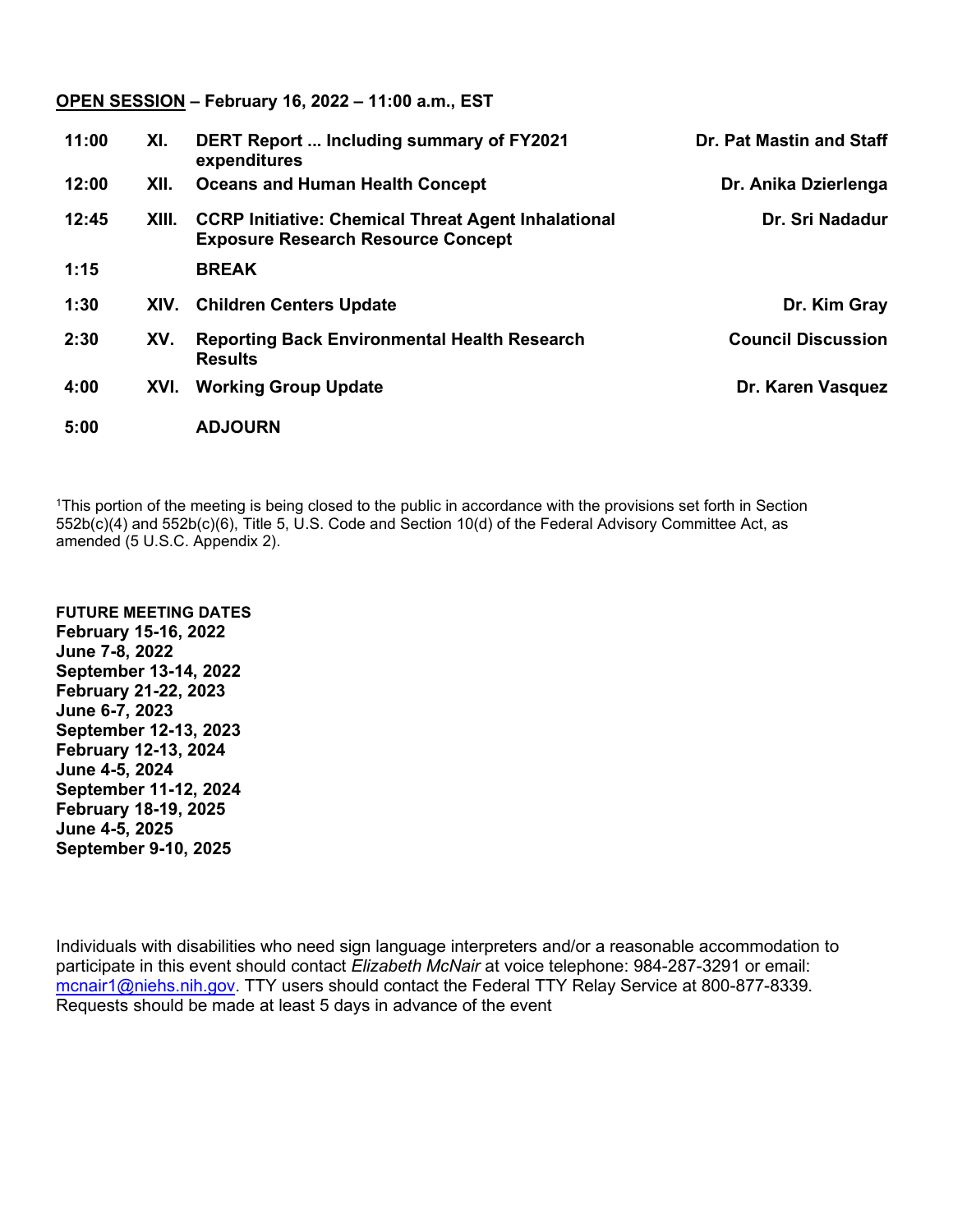**<u>OPEN SESSION</u> – February 16, 2022 – 11:00 a.m., EST**

| | | | |
|---|---|---|---|
| **11:00** | **XI.** | **DERT Report ... Including summary of FY2021 expenditures** | **Dr. Pat Mastin and Staff** |
| **12:00** | **XII.** | **Oceans and Human Health Concept** | **Dr. Anika Dzierlenga** |
| **12:45** | **XIII.** | **CCRP Initiative: Chemical Threat Agent Inhalational Exposure Research Resource Concept** | **Dr. Sri Nadadur** |
| **1:15** | | **BREAK** | |
| **1:30** | **XIV.** | **Children Centers Update** | **Dr. Kim Gray** |
| **2:30** | **XV.** | **Reporting Back Environmental Health Research Results** | **Council Discussion** |
| **4:00** | **XVI.** | **Working Group Update** | **Dr. Karen Vasquez** |
| **5:00** | | **ADJOURN** | |

[1]This portion of the meeting is being closed to the public in accordance with the provisions set forth in Section 552b(c)(4) and 552b(c)(6), Title 5, U.S. Code and Section 10(d) of the Federal Advisory Committee Act, as amended (5 U.S.C. Appendix 2).

**FUTURE MEETING DATES**
**February 15-16, 2022**
**June 7-8, 2022**
**September 13-14, 2022**
**February 21-22, 2023**
**June 6-7, 2023**
**September 12-13, 2023**
**February 12-13, 2024**
**June 4-5, 2024**
**September 11-12, 2024**
**February 18-19, 2025**
**June 4-5, 2025**
**September 9-10, 2025**

Individuals with disabilities who need sign language interpreters and/or a reasonable accommodation to participate in this event should contact *Elizabeth McNair* at voice telephone: 984-287-3291 or email: mcnair1@niehs.nih.gov. TTY users should contact the Federal TTY Relay Service at 800-877-8339. Requests should be made at least 5 days in advance of the event